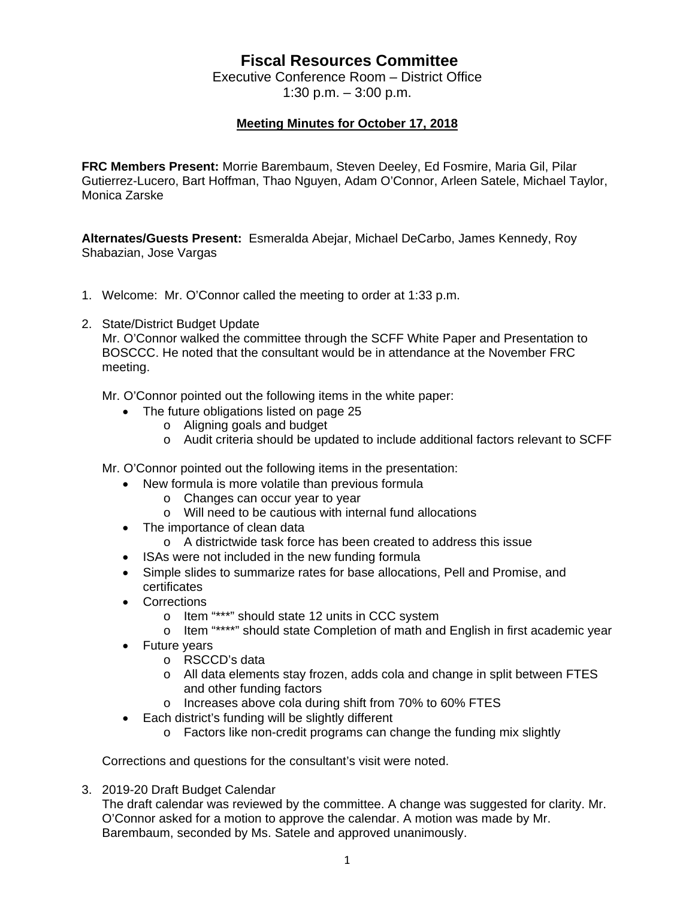# Fiscal Resources Committee

Executive Conference Room – District Office
1:30 p.m. – 3:00 p.m.

## Meeting Minutes for October 17, 2018

**FRC Members Present:** Morrie Barembaum, Steven Deeley, Ed Fosmire, Maria Gil, Pilar Gutierrez-Lucero, Bart Hoffman, Thao Nguyen, Adam O'Connor, Arleen Satele, Michael Taylor, Monica Zarske

**Alternates/Guests Present:** Esmeralda Abejar, Michael DeCarbo, James Kennedy, Roy Shabazian, Jose Vargas

1. Welcome: Mr. O'Connor called the meeting to order at 1:33 p.m.

2. State/District Budget Update
   Mr. O'Connor walked the committee through the SCFF White Paper and Presentation to BOSCCC. He noted that the consultant would be in attendance at the November FRC meeting.

   Mr. O'Connor pointed out the following items in the white paper:
   - The future obligations listed on page 25
     - Aligning goals and budget
     - Audit criteria should be updated to include additional factors relevant to SCFF

   Mr. O'Connor pointed out the following items in the presentation:
   - New formula is more volatile than previous formula
     - Changes can occur year to year
     - Will need to be cautious with internal fund allocations
   - The importance of clean data
     - A districtwide task force has been created to address this issue
   - ISAs were not included in the new funding formula
   - Simple slides to summarize rates for base allocations, Pell and Promise, and certificates
   - Corrections
     - Item "***" should state 12 units in CCC system
     - Item "****" should state Completion of math and English in first academic year
   - Future years
     - RSCCD's data
     - All data elements stay frozen, adds cola and change in split between FTES and other funding factors
     - Increases above cola during shift from 70% to 60% FTES
   - Each district's funding will be slightly different
     - Factors like non-credit programs can change the funding mix slightly

   Corrections and questions for the consultant's visit were noted.

3. 2019-20 Draft Budget Calendar
   The draft calendar was reviewed by the committee. A change was suggested for clarity. Mr. O'Connor asked for a motion to approve the calendar. A motion was made by Mr. Barembaum, seconded by Ms. Satele and approved unanimously.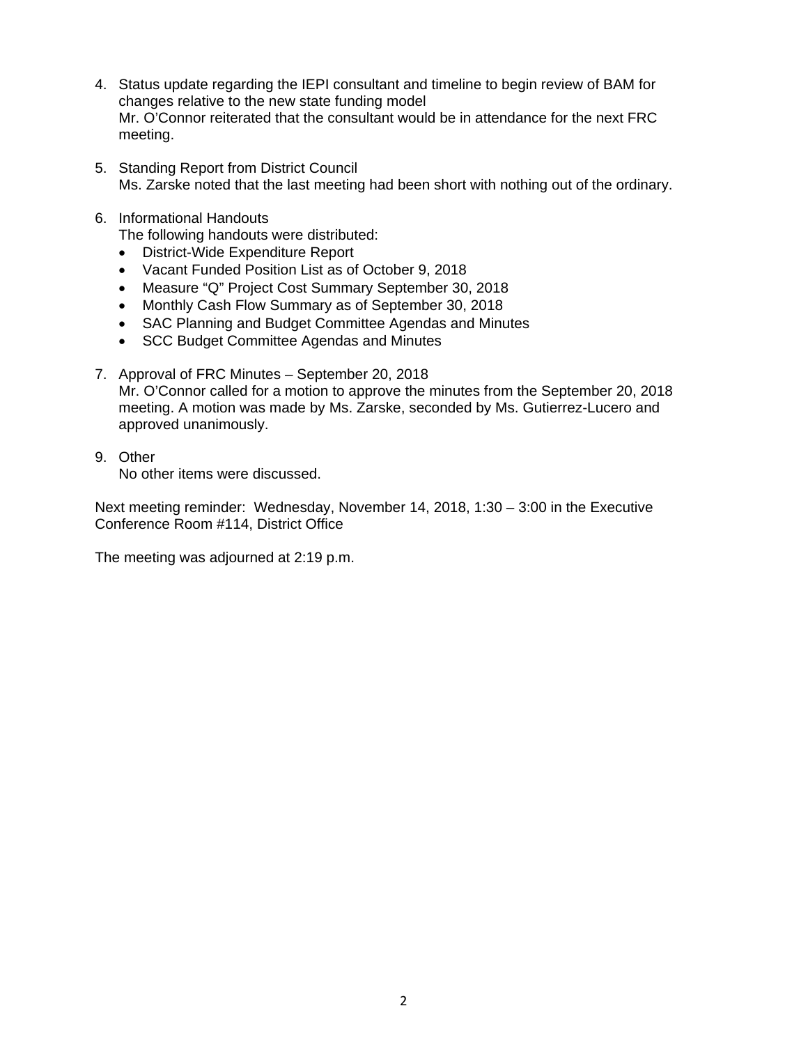4. Status update regarding the IEPI consultant and timeline to begin review of BAM for changes relative to the new state funding model
   Mr. O'Connor reiterated that the consultant would be in attendance for the next FRC meeting.

5. Standing Report from District Council
   Ms. Zarske noted that the last meeting had been short with nothing out of the ordinary.

6. Informational Handouts
   The following handouts were distributed:
   - District-Wide Expenditure Report
   - Vacant Funded Position List as of October 9, 2018
   - Measure "Q" Project Cost Summary September 30, 2018
   - Monthly Cash Flow Summary as of September 30, 2018
   - SAC Planning and Budget Committee Agendas and Minutes
   - SCC Budget Committee Agendas and Minutes

7. Approval of FRC Minutes – September 20, 2018
   Mr. O'Connor called for a motion to approve the minutes from the September 20, 2018 meeting. A motion was made by Ms. Zarske, seconded by Ms. Gutierrez-Lucero and approved unanimously.

9. Other
   No other items were discussed.

Next meeting reminder: Wednesday, November 14, 2018, 1:30 – 3:00 in the Executive Conference Room #114, District Office

The meeting was adjourned at 2:19 p.m.